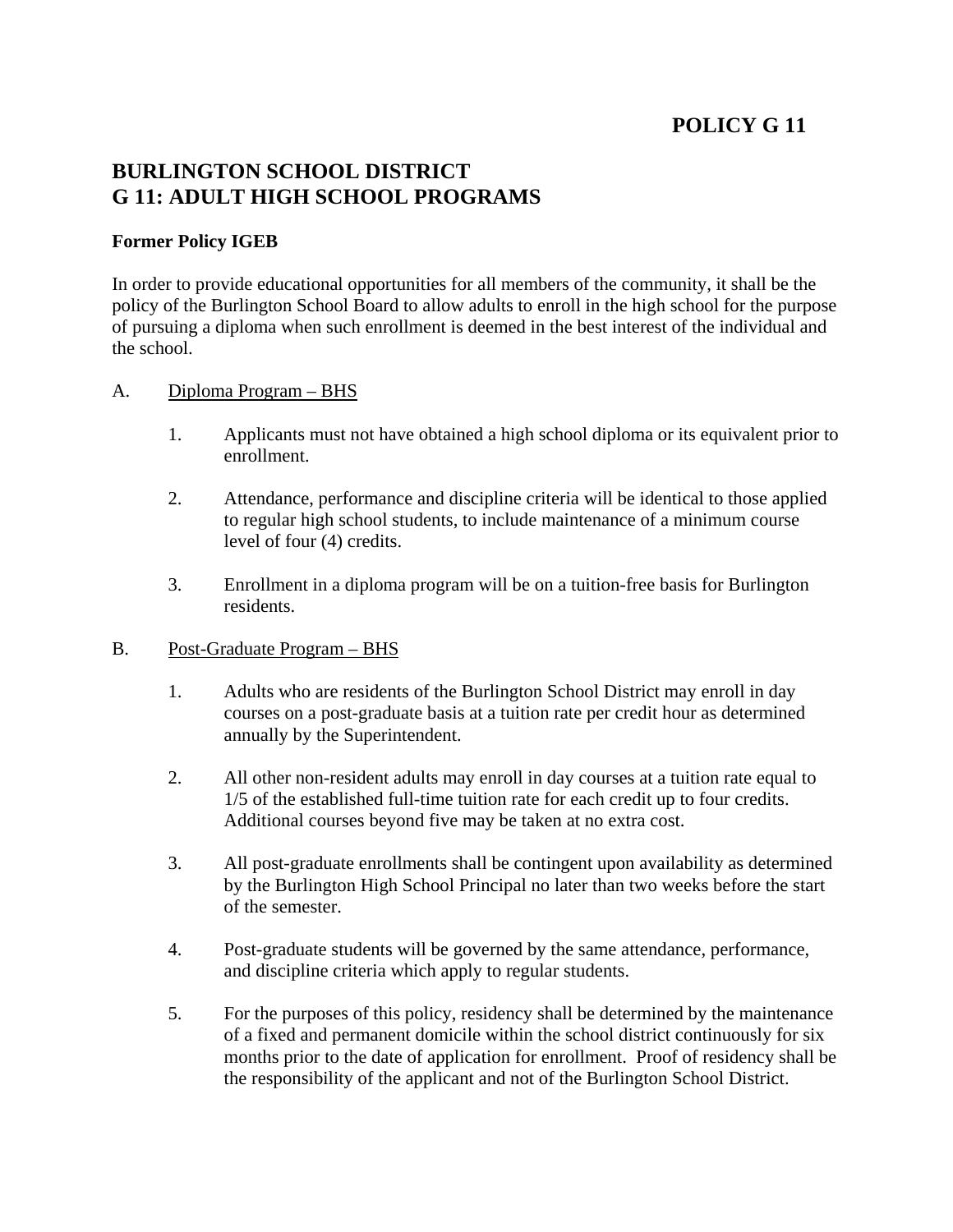**POLICY G 11**

# BURLINGTON SCHOOL DISTRICT
# G 11: ADULT HIGH SCHOOL PROGRAMS

**Former Policy IGEB**

In order to provide educational opportunities for all members of the community, it shall be the policy of the Burlington School Board to allow adults to enroll in the high school for the purpose of pursuing a diploma when such enrollment is deemed in the best interest of the individual and the school.

A. <u>Diploma Program – BHS</u>

1. Applicants must not have obtained a high school diploma or its equivalent prior to enrollment.

2. Attendance, performance and discipline criteria will be identical to those applied to regular high school students, to include maintenance of a minimum course level of four (4) credits.

3. Enrollment in a diploma program will be on a tuition-free basis for Burlington residents.

B. <u>Post-Graduate Program – BHS</u>

1. Adults who are residents of the Burlington School District may enroll in day courses on a post-graduate basis at a tuition rate per credit hour as determined annually by the Superintendent.

2. All other non-resident adults may enroll in day courses at a tuition rate equal to 1/5 of the established full-time tuition rate for each credit up to four credits. Additional courses beyond five may be taken at no extra cost.

3. All post-graduate enrollments shall be contingent upon availability as determined by the Burlington High School Principal no later than two weeks before the start of the semester.

4. Post-graduate students will be governed by the same attendance, performance, and discipline criteria which apply to regular students.

5. For the purposes of this policy, residency shall be determined by the maintenance of a fixed and permanent domicile within the school district continuously for six months prior to the date of application for enrollment. Proof of residency shall be the responsibility of the applicant and not of the Burlington School District.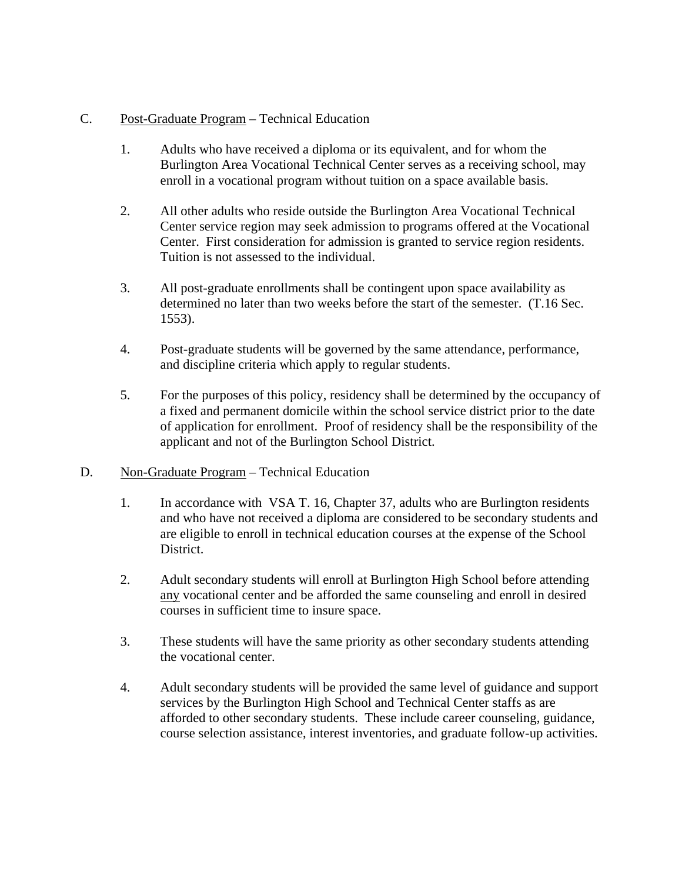C. <u>Post-Graduate Program</u> – Technical Education

1. Adults who have received a diploma or its equivalent, and for whom the Burlington Area Vocational Technical Center serves as a receiving school, may enroll in a vocational program without tuition on a space available basis.

2. All other adults who reside outside the Burlington Area Vocational Technical Center service region may seek admission to programs offered at the Vocational Center. First consideration for admission is granted to service region residents. Tuition is not assessed to the individual.

3. All post-graduate enrollments shall be contingent upon space availability as determined no later than two weeks before the start of the semester. (T.16 Sec. 1553).

4. Post-graduate students will be governed by the same attendance, performance, and discipline criteria which apply to regular students.

5. For the purposes of this policy, residency shall be determined by the occupancy of a fixed and permanent domicile within the school service district prior to the date of application for enrollment. Proof of residency shall be the responsibility of the applicant and not of the Burlington School District.

D. <u>Non-Graduate Program</u> – Technical Education

1. In accordance with VSA T. 16, Chapter 37, adults who are Burlington residents and who have not received a diploma are considered to be secondary students and are eligible to enroll in technical education courses at the expense of the School District.

2. Adult secondary students will enroll at Burlington High School before attending <u>any</u> vocational center and be afforded the same counseling and enroll in desired courses in sufficient time to insure space.

3. These students will have the same priority as other secondary students attending the vocational center.

4. Adult secondary students will be provided the same level of guidance and support services by the Burlington High School and Technical Center staffs as are afforded to other secondary students. These include career counseling, guidance, course selection assistance, interest inventories, and graduate follow-up activities.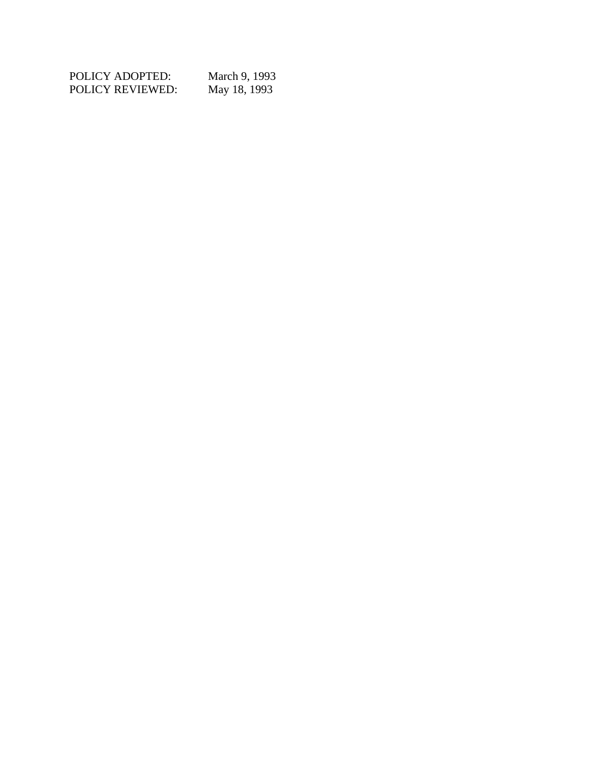POLICY ADOPTED: March 9, 1993
POLICY REVIEWED: May 18, 1993